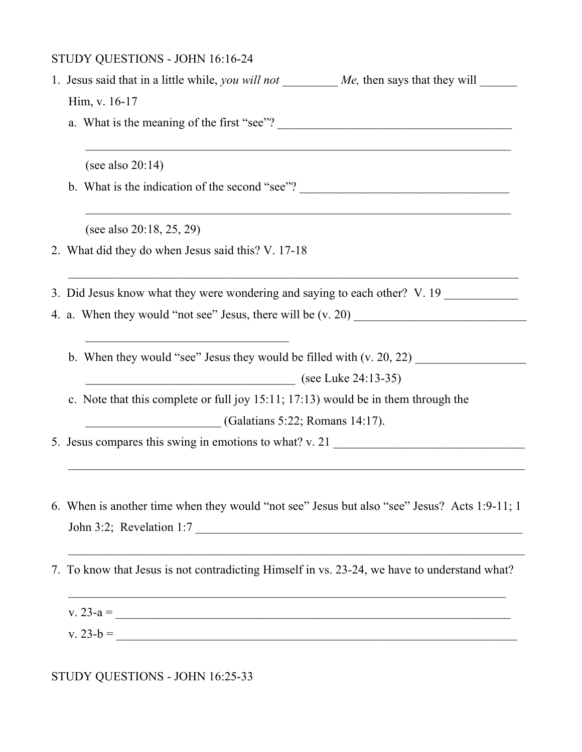STUDY QUESTIONS - JOHN 16:16-24

1. Jesus said that in a little while, *you will not* _________ *Me,* then says that they will ______ Him, v. 16-17

   a. What is the meaning of the first "see"? ______________________________________

      ______________________________________________________________________

      (see also 20:14)

   b. What is the indication of the second "see"? __________________________________

      ______________________________________________________________________

      (see also 20:18, 25, 29)

2. What did they do when Jesus said this? V. 17-18

   ______________________________________________________________________

3. Did Jesus know what they were wondering and saying to each other? V. 19 ____________

4. a. When they would "not see" Jesus, there will be (v. 20) ____________________________

      _________________________________

   b. When they would "see" Jesus they would be filled with (v. 20, 22) __________________

      __________________________________ (see Luke 24:13-35)

   c. Note that this complete or full joy 15:11; 17:13) would be in them through the

      ______________________ (Galatians 5:22; Romans 14:17).

5. Jesus compares this swing in emotions to what? v. 21 _______________________________

   ______________________________________________________________________

6. When is another time when they would "not see" Jesus but also "see" Jesus? Acts 1:9-11; 1 John 3:2; Revelation 1:7 ________________________________________________________

   ______________________________________________________________________

7. To know that Jesus is not contradicting Himself in vs. 23-24, we have to understand what?

   ______________________________________________________________________

   v. 23-a = ______________________________________________________________

   v. 23-b = ______________________________________________________________

STUDY QUESTIONS - JOHN 16:25-33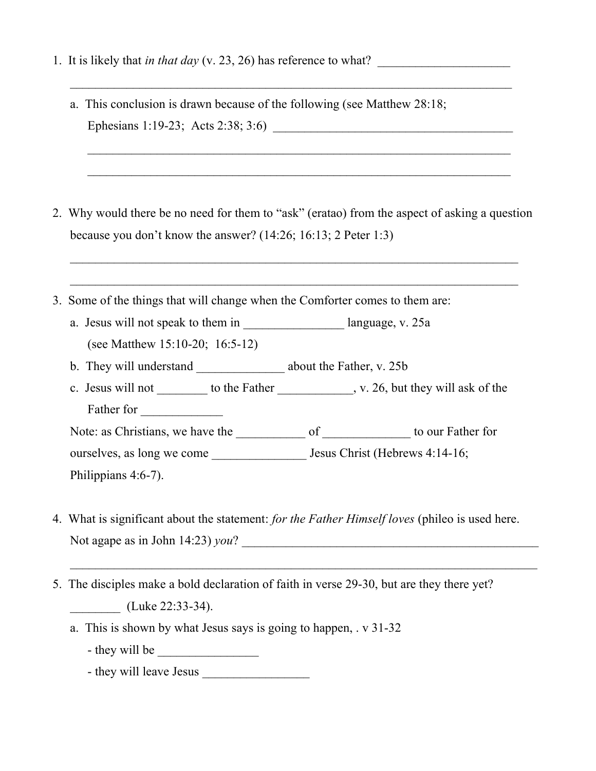1. It is likely that *in that day* (v. 23, 26) has reference to what? ____________________

   ______________________________________________________________________

   a. This conclusion is drawn because of the following (see Matthew 28:18; Ephesians 1:19-23; Acts 2:38; 3:6) ______________________________________

      ______________________________________________________________________

      ______________________________________________________________________

2. Why would there be no need for them to "ask" (eratao) from the aspect of asking a question because you don't know the answer? (14:26; 16:13; 2 Peter 1:3)

   ______________________________________________________________________

   ______________________________________________________________________

3. Some of the things that will change when the Comforter comes to them are:

   a. Jesus will not speak to them in _______________ language, v. 25a (see Matthew 15:10-20; 16:5-12)

   b. They will understand _____________ about the Father, v. 25b

   c. Jesus will not ________ to the Father ____________, v. 26, but they will ask of the Father for _____________

   Note: as Christians, we have the ___________ of _____________ to our Father for ourselves, as long we come _______________ Jesus Christ (Hebrews 4:14-16; Philippians 4:6-7).

4. What is significant about the statement: *for the Father Himself loves* (phileo is used here. Not agape as in John 14:23) *you*? ______________________________________________

   ______________________________________________________________________

5. The disciples make a bold declaration of faith in verse 29-30, but are they there yet? ________ (Luke 22:33-34).

   a. This is shown by what Jesus says is going to happen, . v 31-32

      - they will be ________________
      - they will leave Jesus _________________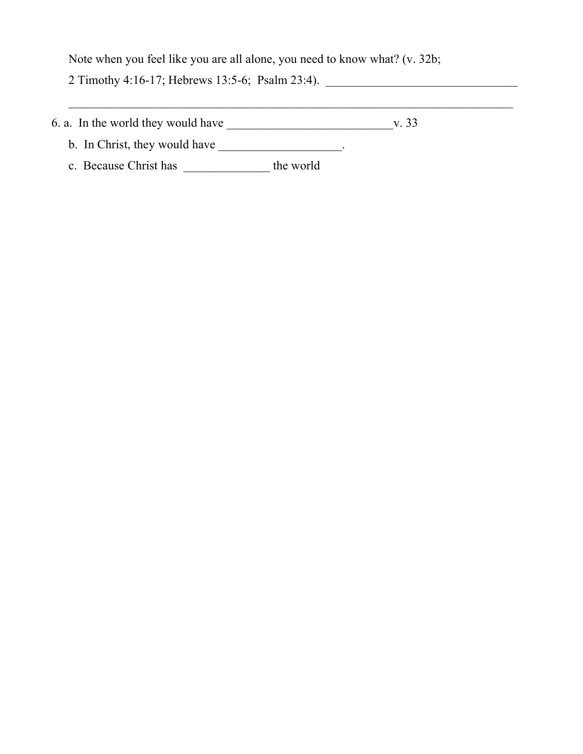Note when you feel like you are all alone, you need to know what? (v. 32b; 2 Timothy 4:16-17; Hebrews 13:5-6;  Psalm 23:4).  _______________________________

_____________________________________________________________________________

6. a.  In the world they would have ___________________________v. 33

   b.  In Christ, they would have ___________________.

   c.  Because Christ has  ______________ the world